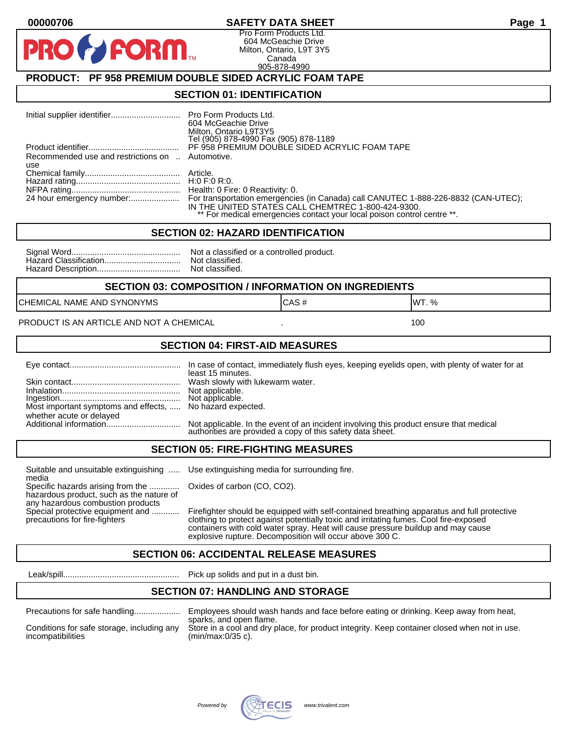00000706

# SAFETY DATA SHEET

Pro Form Products Ltd.
604 McGeachie Drive
Milton, Ontario, L9T 3Y5
Canada
905-878-4990

## PRODUCT: PF 958 PREMIUM DOUBLE SIDED ACRYLIC FOAM TAPE

## SECTION 01: IDENTIFICATION

| | |
|---|---|
| Initial supplier identifier | Pro Form Products Ltd.<br>604 McGeachie Drive<br>Milton, Ontario L9T3Y5<br>Tel (905) 878-4990 Fax (905) 878-1189 |
| Product identifier | PF 958 PREMIUM DOUBLE SIDED ACRYLIC FOAM TAPE |
| Recommended use and restrictions on use | Automotive. |
| Chemical family | Article. |
| Hazard rating | H:0 F:0 R:0. |
| NFPA rating | Health: 0 Fire: 0 Reactivity: 0. |
| 24 hour emergency number: | For transportation emergencies (in Canada) call CANUTEC 1-888-226-8832 (CAN-UTEC); IN THE UNITED STATES CALL CHEMTREC 1-800-424-9300.<br>** For medical emergencies contact your local poison control centre **. |

## SECTION 02: HAZARD IDENTIFICATION

| | |
|---|---|
| Signal Word | Not a classified or a controlled product. |
| Hazard Classification | Not classified. |
| Hazard Description | Not classified. |

## SECTION 03: COMPOSITION / INFORMATION ON INGREDIENTS

| CHEMICAL NAME AND SYNONYMS | CAS # | WT. % |
|---|---|---|
| PRODUCT IS AN ARTICLE AND NOT A CHEMICAL | . | 100 |

## SECTION 04: FIRST-AID MEASURES

| | |
|---|---|
| Eye contact | In case of contact, immediately flush eyes, keeping eyelids open, with plenty of water for at least 15 minutes. |
| Skin contact | Wash slowly with lukewarm water. |
| Inhalation | Not applicable. |
| Ingestion | Not applicable. |
| Most important symptoms and effects, whether acute or delayed | No hazard expected. |
| Additional information | Not applicable. In the event of an incident involving this product ensure that medical authorities are provided a copy of this safety data sheet. |

## SECTION 05: FIRE-FIGHTING MEASURES

| | |
|---|---|
| Suitable and unsuitable extinguishing media | Use extinguishing media for surrounding fire. |
| Specific hazards arising from the hazardous product, such as the nature of any hazardous combustion products | Oxides of carbon (CO, CO2). |
| Special protective equipment and precautions for fire-fighters | Firefighter should be equipped with self-contained breathing apparatus and full protective clothing to protect against potentially toxic and irritating fumes. Cool fire-exposed containers with cold water spray. Heat will cause pressure buildup and may cause explosive rupture. Decomposition will occur above 300 C. |

## SECTION 06: ACCIDENTAL RELEASE MEASURES

| | |
|---|---|
| Leak/spill | Pick up solids and put in a dust bin. |

## SECTION 07: HANDLING AND STORAGE

| | |
|---|---|
| Precautions for safe handling | Employees should wash hands and face before eating or drinking. Keep away from heat, sparks, and open flame. |
| Conditions for safe storage, including any incompatibilities | Store in a cool and dry place, for product integrity. Keep container closed when not in use. (min/max:0/35 c). |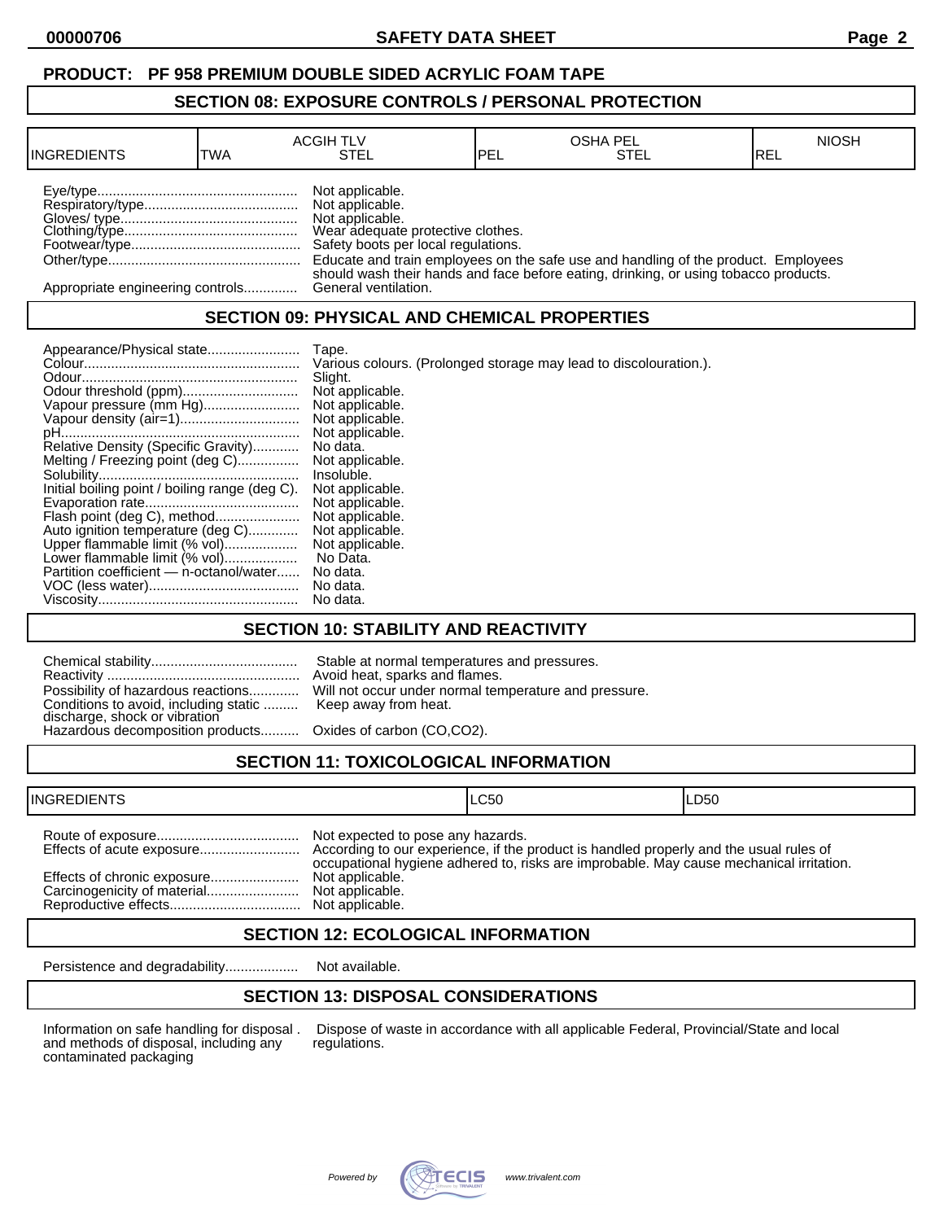**PRODUCT: PF 958 PREMIUM DOUBLE SIDED ACRYLIC FOAM TAPE**

## SECTION 08: EXPOSURE CONTROLS / PERSONAL PROTECTION

| INGREDIENTS | ACGIH TLV TWA | ACGIH TLV STEL | OSHA PEL PEL | OSHA PEL STEL | NIOSH REL |
|---|---|---|---|---|---|

- Eye/type: Not applicable.
- Respiratory/type: Not applicable.
- Gloves/ type: Not applicable.
- Clothing/type: Wear adequate protective clothes.
- Footwear/type: Safety boots per local regulations.
- Other/type: Educate and train employees on the safe use and handling of the product. Employees should wash their hands and face before eating, drinking, or using tobacco products.
- Appropriate engineering controls: General ventilation.

## SECTION 09: PHYSICAL AND CHEMICAL PROPERTIES

- Appearance/Physical state: Tape.
- Colour: Various colours. (Prolonged storage may lead to discolouration.).
- Odour: Slight.
- Odour threshold (ppm): Not applicable.
- Vapour pressure (mm Hg): Not applicable.
- Vapour density (air=1): Not applicable.
- pH: Not applicable.
- Relative Density (Specific Gravity): No data.
- Melting / Freezing point (deg C): Not applicable.
- Solubility: Insoluble.
- Initial boiling point / boiling range (deg C): Not applicable.
- Evaporation rate: Not applicable.
- Flash point (deg C), method: Not applicable.
- Auto ignition temperature (deg C): Not applicable.
- Upper flammable limit (% vol): Not applicable.
- Lower flammable limit (% vol): No Data.
- Partition coefficient — n-octanol/water: No data.
- VOC (less water): No data.
- Viscosity: No data.

## SECTION 10: STABILITY AND REACTIVITY

- Chemical stability: Stable at normal temperatures and pressures.
- Reactivity: Avoid heat, sparks and flames.
- Possibility of hazardous reactions: Will not occur under normal temperature and pressure.
- Conditions to avoid, including static discharge, shock or vibration: Keep away from heat.
- Hazardous decomposition products: Oxides of carbon (CO,CO2).

## SECTION 11: TOXICOLOGICAL INFORMATION

| INGREDIENTS | LC50 | LD50 |
|---|---|---|

- Route of exposure: Not expected to pose any hazards.
- Effects of acute exposure: According to our experience, if the product is handled properly and the usual rules of occupational hygiene adhered to, risks are improbable. May cause mechanical irritation.
- Effects of chronic exposure: Not applicable.
- Carcinogenicity of material: Not applicable.
- Reproductive effects: Not applicable.

## SECTION 12: ECOLOGICAL INFORMATION

- Persistence and degradability: Not available.

## SECTION 13: DISPOSAL CONSIDERATIONS

- Information on safe handling for disposal and methods of disposal, including any contaminated packaging: Dispose of waste in accordance with all applicable Federal, Provincial/State and local regulations.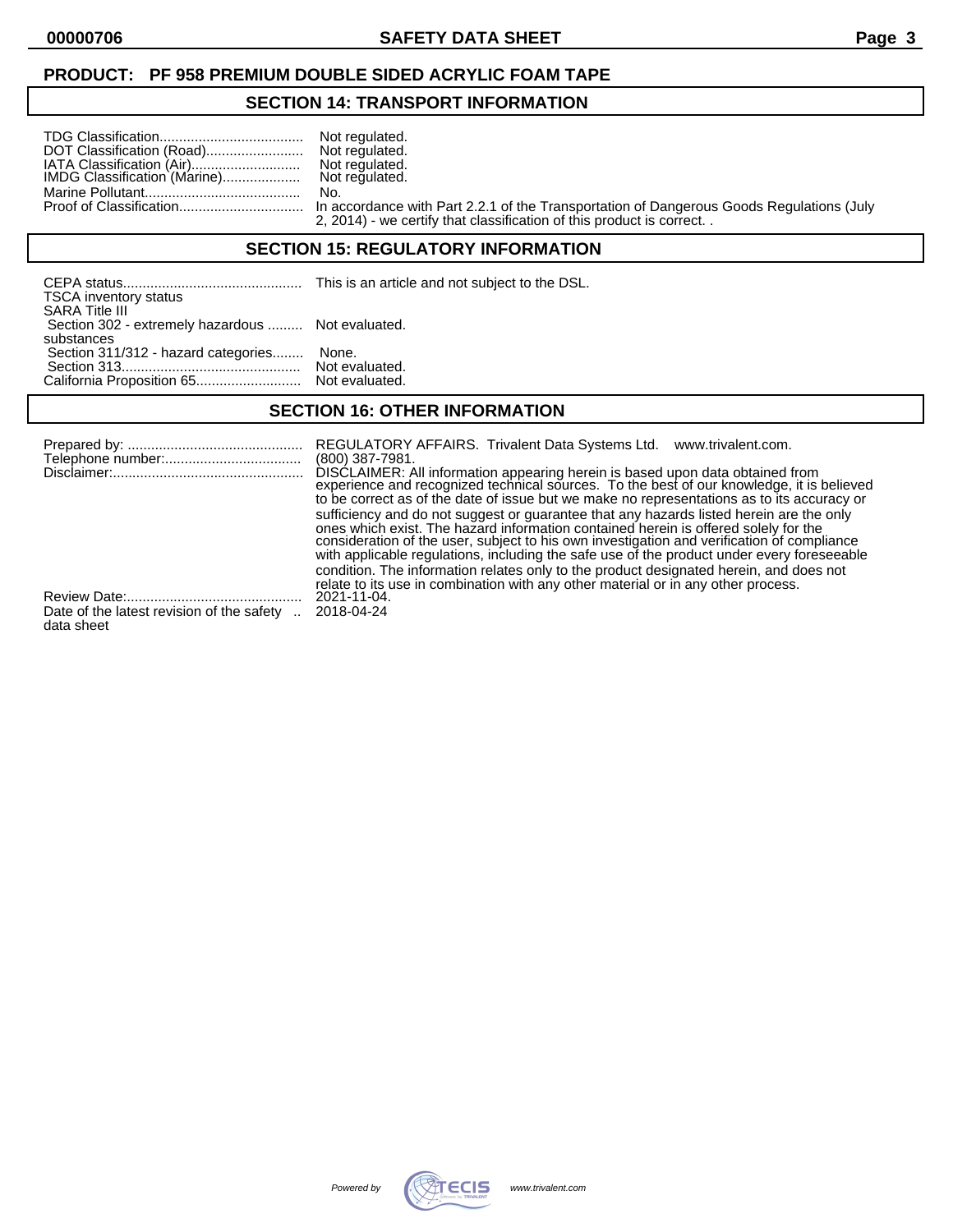**PRODUCT: PF 958 PREMIUM DOUBLE SIDED ACRYLIC FOAM TAPE**

## SECTION 14: TRANSPORT INFORMATION

| | |
|---|---|
| TDG Classification | Not regulated. |
| DOT Classification (Road) | Not regulated. |
| IATA Classification (Air) | Not regulated. |
| IMDG Classification (Marine) | Not regulated. |
| Marine Pollutant | No. |
| Proof of Classification | In accordance with Part 2.2.1 of the Transportation of Dangerous Goods Regulations (July 2, 2014) - we certify that classification of this product is correct. . |

## SECTION 15: REGULATORY INFORMATION

| | |
|---|---|
| CEPA status | This is an article and not subject to the DSL. |
| TSCA inventory status | |
| SARA Title III | |
| Section 302 - extremely hazardous substances | Not evaluated. |
| Section 311/312 - hazard categories | None. |
| Section 313 | Not evaluated. |
| California Proposition 65 | Not evaluated. |

## SECTION 16: OTHER INFORMATION

| | |
|---|---|
| Prepared by: | REGULATORY AFFAIRS. Trivalent Data Systems Ltd. www.trivalent.com. |
| Telephone number: | (800) 387-7981. |
| Disclaimer: | DISCLAIMER: All information appearing herein is based upon data obtained from experience and recognized technical sources. To the best of our knowledge, it is believed to be correct as of the date of issue but we make no representations as to its accuracy or sufficiency and do not suggest or guarantee that any hazards listed herein are the only ones which exist. The hazard information contained herein is offered solely for the consideration of the user, subject to his own investigation and verification of compliance with applicable regulations, including the safe use of the product under every foreseeable condition. The information relates only to the product designated herein, and does not relate to its use in combination with any other material or in any other process. |
| Review Date: | 2021-11-04. |
| Date of the latest revision of the safety data sheet | 2018-04-24 |

Powered by TECIS www.trivalent.com